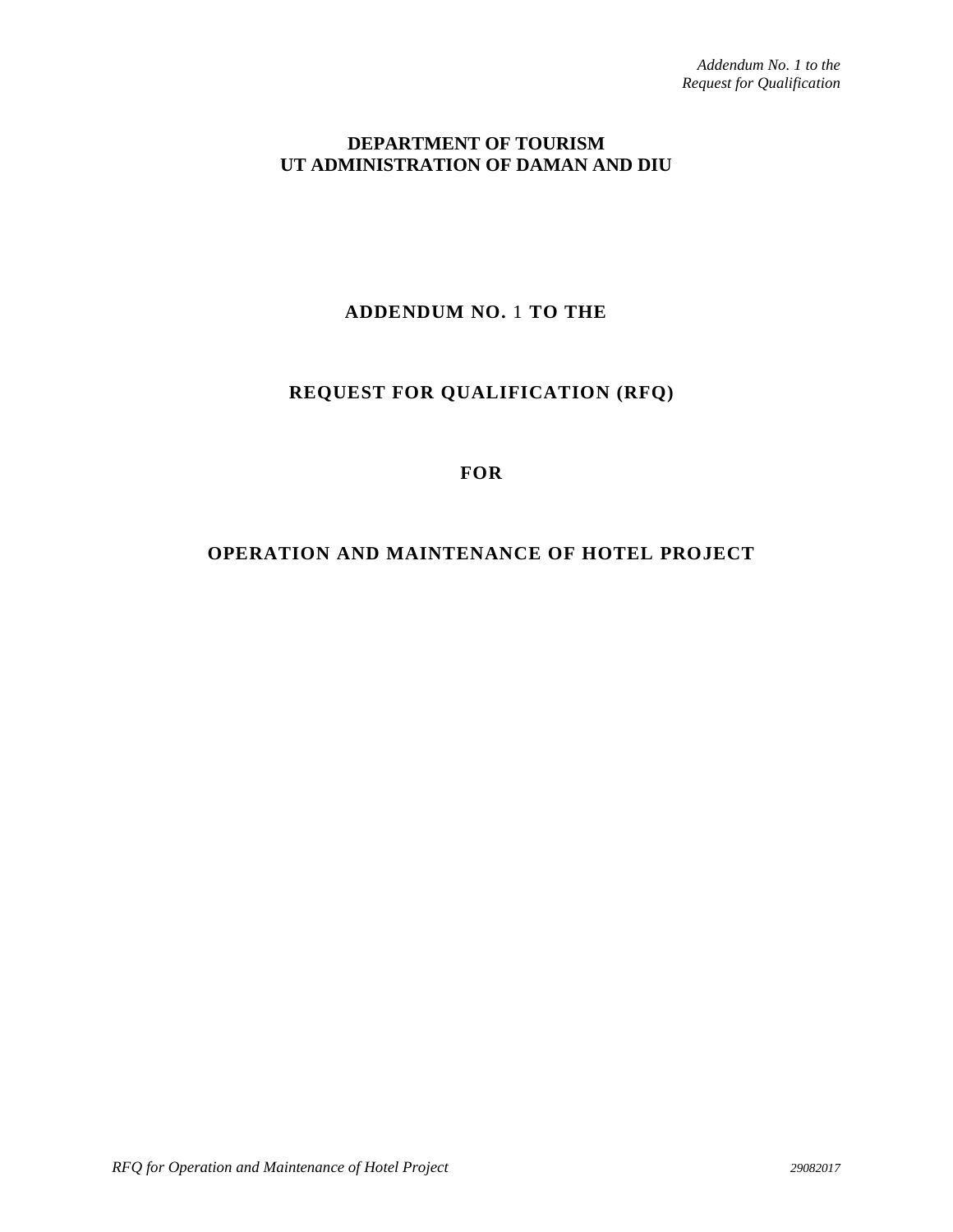*Addendum No. 1 to the Request for Qualification*

**DEPARTMENT OF TOURISM**
**UT ADMINISTRATION OF DAMAN AND DIU**

# ADDENDUM NO. 1 TO THE

# REQUEST FOR QUALIFICATION (RFQ)

# FOR

# OPERATION AND MAINTENANCE OF HOTEL PROJECT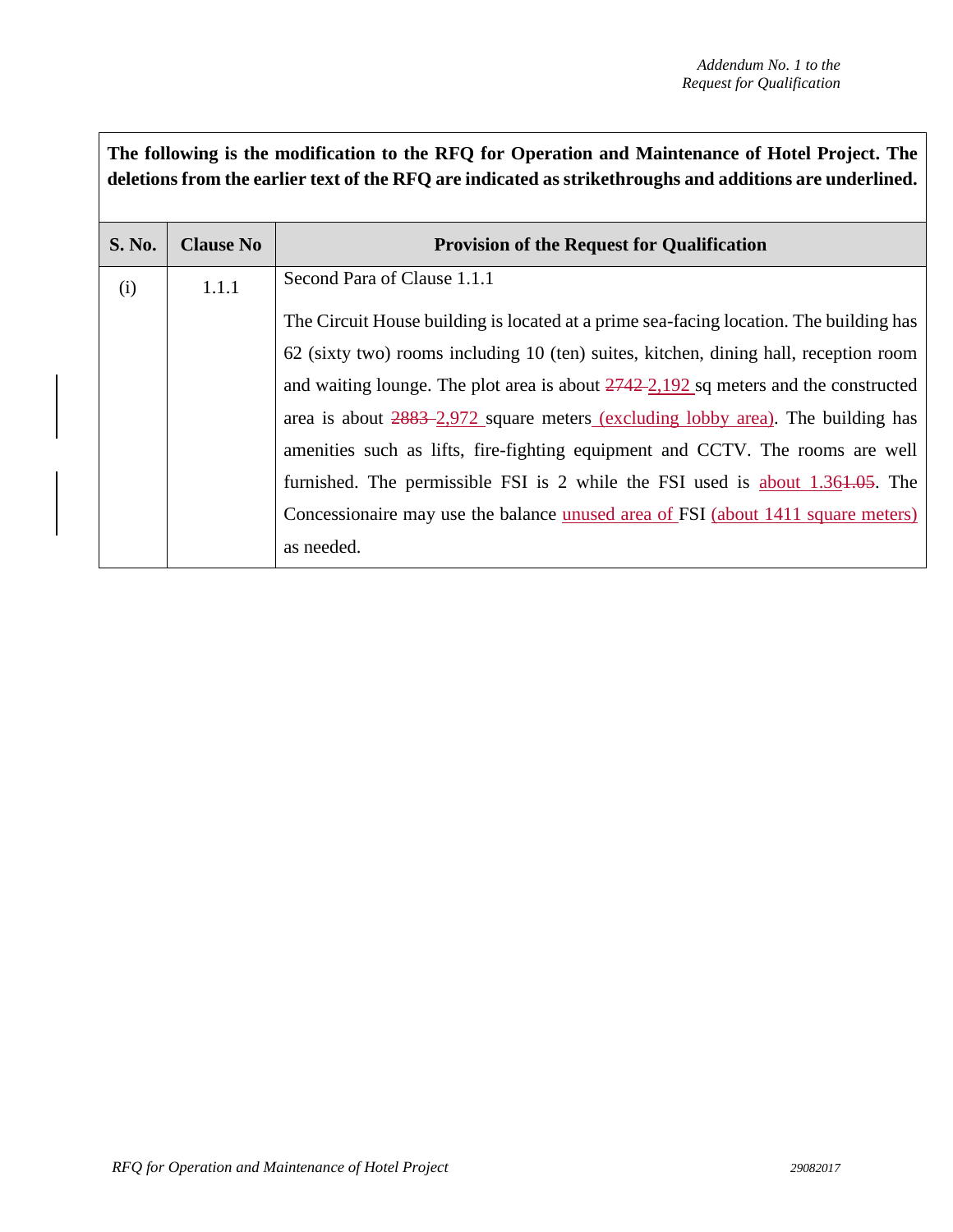**The following is the modification to the RFQ for Operation and Maintenance of Hotel Project. The deletions from the earlier text of the RFQ are indicated as strikethroughs and additions are underlined.**

| S. No. | Clause No | Provision of the Request for Qualification |
|---|---|---|
| (i) | 1.1.1 | Second Para of Clause 1.1.1<br><br>The Circuit House building is located at a prime sea-facing location. The building has 62 (sixty two) rooms including 10 (ten) suites, kitchen, dining hall, reception room and waiting lounge. The plot area is about ~~2742~~ <u>2,192</u> sq meters and the constructed area is about ~~2883~~ <u>2,972</u> square meters <u>(excluding lobby area)</u>. The building has amenities such as lifts, fire-fighting equipment and CCTV. The rooms are well furnished. The permissible FSI is 2 while the FSI used is <u>about 1.36</u>~~1.05~~. The Concessionaire may use the balance <u>unused area of</u> FSI <u>(about 1411 square meters)</u> as needed. |